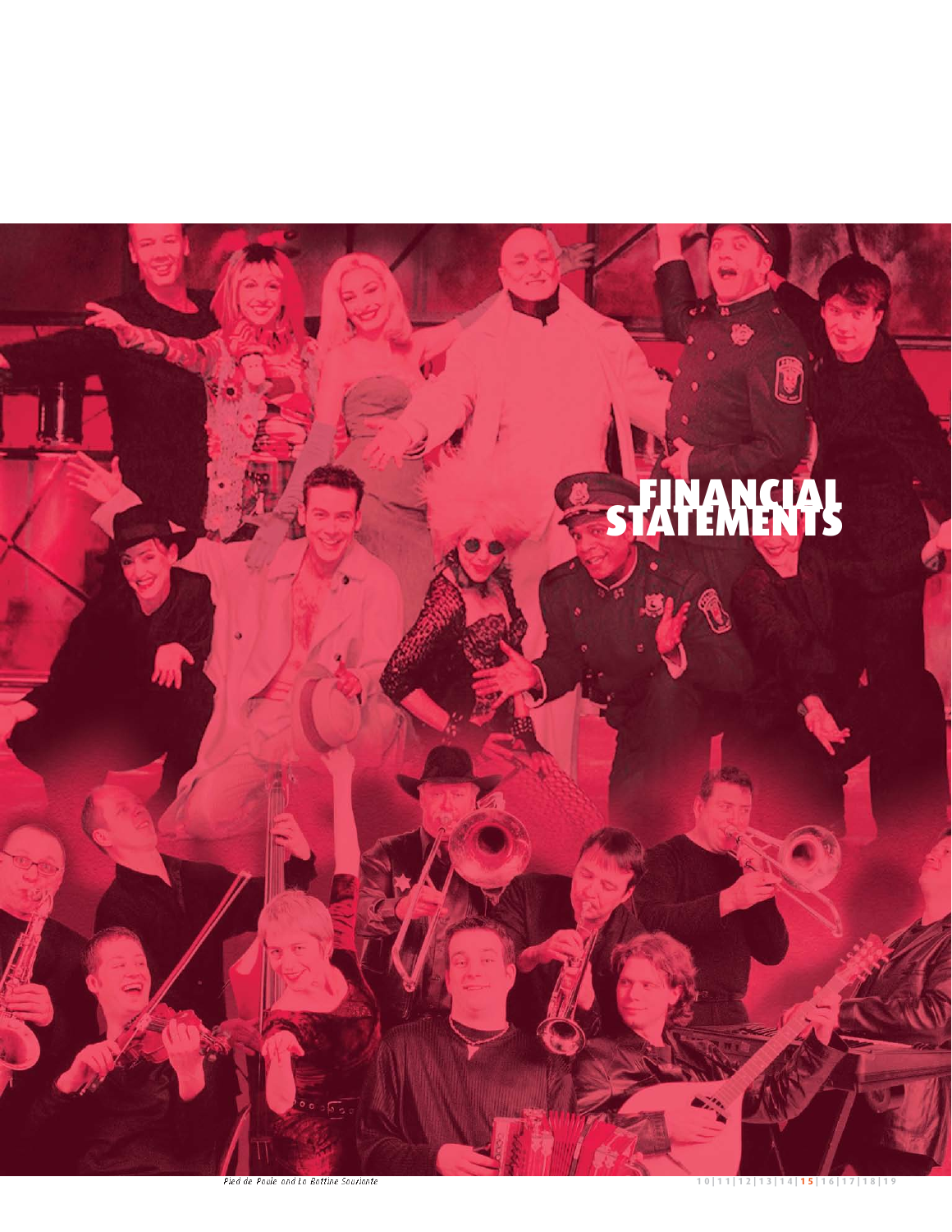# FINANCIAL STATEMENTS

*Pied de Poule and La Bottine Souriante*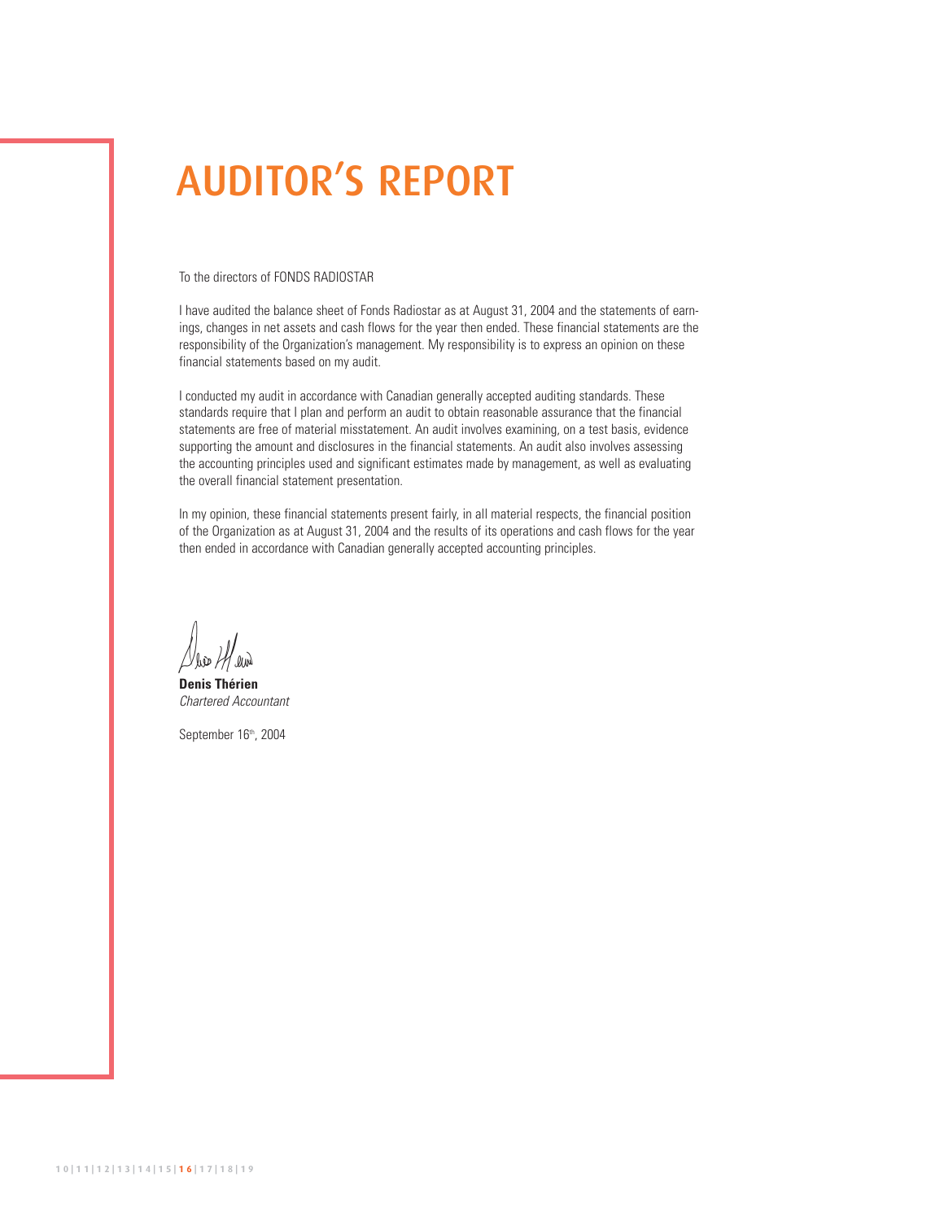# AUDITOR'S REPORT

To the directors of FONDS RADIOSTAR

I have audited the balance sheet of Fonds Radiostar as at August 31, 2004 and the statements of earnings, changes in net assets and cash flows for the year then ended. These financial statements are the responsibility of the Organization's management. My responsibility is to express an opinion on these financial statements based on my audit.

I conducted my audit in accordance with Canadian generally accepted auditing standards. These standards require that I plan and perform an audit to obtain reasonable assurance that the financial statements are free of material misstatement. An audit involves examining, on a test basis, evidence supporting the amount and disclosures in the financial statements. An audit also involves assessing the accounting principles used and significant estimates made by management, as well as evaluating the overall financial statement presentation.

In my opinion, these financial statements present fairly, in all material respects, the financial position of the Organization as at August 31, 2004 and the results of its operations and cash flows for the year then ended in accordance with Canadian generally accepted accounting principles.

**Denis Thérien**
*Chartered Accountant*

September 16th, 2004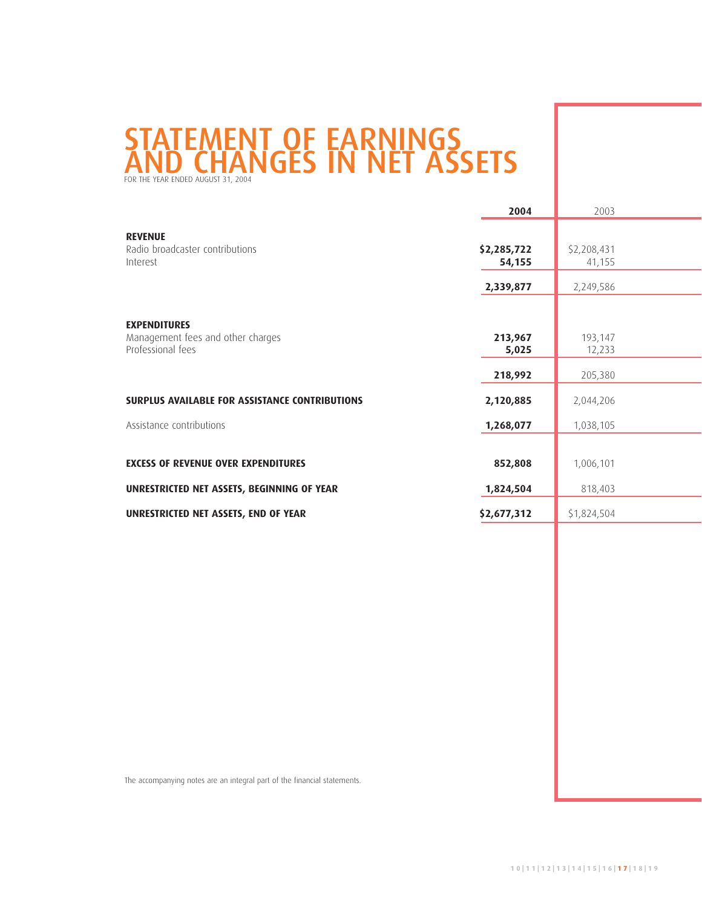# STATEMENT OF EARNINGS AND CHANGES IN NET ASSETS

FOR THE YEAR ENDED AUGUST 31, 2004

| | **2004** | 2003 |
|---|---|---|
| **REVENUE** | | |
| Radio broadcaster contributions | **$2,285,722** | $2,208,431 |
| Interest | **54,155** | 41,155 |
| | **2,339,877** | 2,249,586 |
| **EXPENDITURES** | | |
| Management fees and other charges | **213,967** | 193,147 |
| Professional fees | **5,025** | 12,233 |
| | **218,992** | 205,380 |
| **SURPLUS AVAILABLE FOR ASSISTANCE CONTRIBUTIONS** | **2,120,885** | 2,044,206 |
| Assistance contributions | **1,268,077** | 1,038,105 |
| **EXCESS OF REVENUE OVER EXPENDITURES** | **852,808** | 1,006,101 |
| **UNRESTRICTED NET ASSETS, BEGINNING OF YEAR** | **1,824,504** | 818,403 |
| **UNRESTRICTED NET ASSETS, END OF YEAR** | **$2,677,312** | $1,824,504 |

The accompanying notes are an integral part of the financial statements.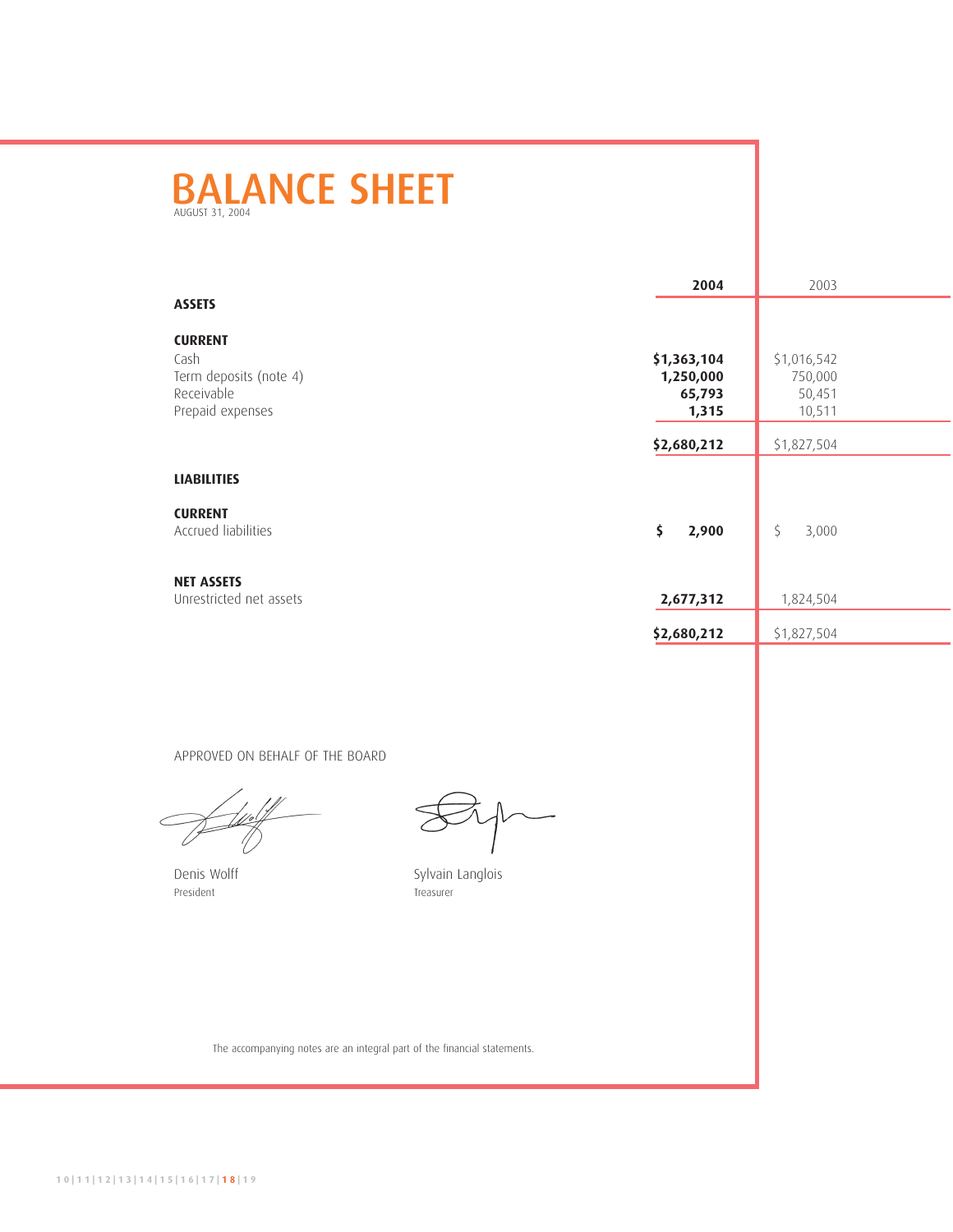# BALANCE SHEET

AUGUST 31, 2004

| | **2004** | 2003 |
|---|---|---|
| **ASSETS** | | |
| **CURRENT** | | |
| Cash | **$1,363,104** | $1,016,542 |
| Term deposits (note 4) | **1,250,000** | 750,000 |
| Receivable | **65,793** | 50,451 |
| Prepaid expenses | **1,315** | 10,511 |
| | **$2,680,212** | $1,827,504 |
| **LIABILITIES** | | |
| **CURRENT** | | |
| Accrued liabilities | **$ 2,900** | $ 3,000 |
| **NET ASSETS** | | |
| Unrestricted net assets | **2,677,312** | 1,824,504 |
| | **$2,680,212** | $1,827,504 |

APPROVED ON BEHALF OF THE BOARD

Denis Wolff
President

Sylvain Langlois
Treasurer

The accompanying notes are an integral part of the financial statements.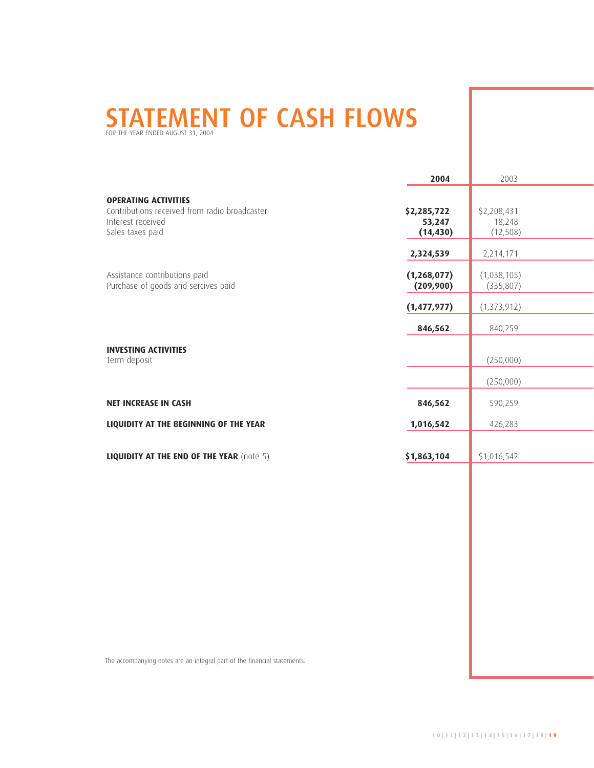# STATEMENT OF CASH FLOWS

FOR THE YEAR ENDED AUGUST 31, 2004

| | **2004** | 2003 |
|---|---|---|
| **OPERATING ACTIVITIES** | | |
| Contributions received from radio broadcaster | **$2,285,722** | $2,208,431 |
| Interest received | **53,247** | 18,248 |
| Sales taxes paid | **(14,430)** | (12,508) |
| | **2,324,539** | 2,214,171 |
| Assistance contributions paid | **(1,268,077)** | (1,038,105) |
| Purchase of goods and sercives paid | **(209,900)** | (335,807) |
| | **(1,477,977)** | (1,373,912) |
| | **846,562** | 840,259 |
| **INVESTING ACTIVITIES** | | |
| Term deposit | | (250,000) |
| | | (250,000) |
| **NET INCREASE IN CASH** | **846,562** | 590,259 |
| **LIQUIDITY AT THE BEGINNING OF THE YEAR** | **1,016,542** | 426,283 |
| **LIQUIDITY AT THE END OF THE YEAR** (note 5) | **$1,863,104** | $1,016,542 |

The accompanying notes are an integral part of the financial statements.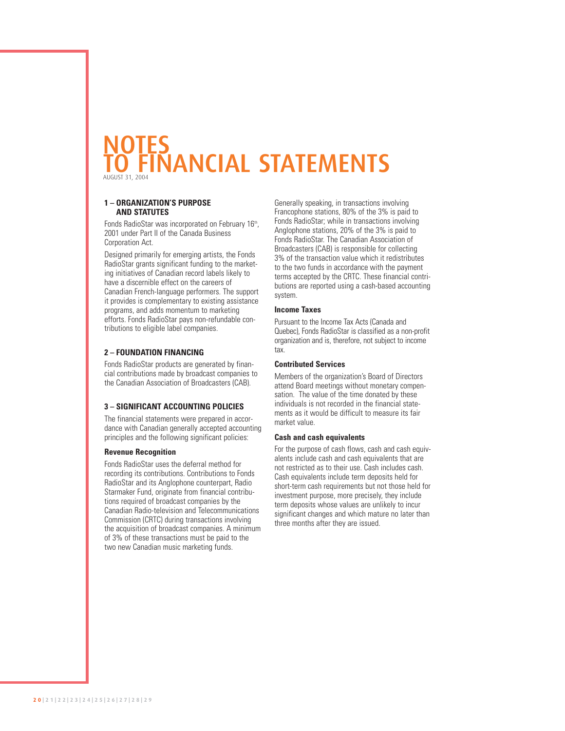# NOTES TO FINANCIAL STATEMENTS

AUGUST 31, 2004

### 1 – ORGANIZATION'S PURPOSE AND STATUTES

Fonds RadioStar was incorporated on February 16th, 2001 under Part II of the Canada Business Corporation Act.

Designed primarily for emerging artists, the Fonds RadioStar grants significant funding to the marketing initiatives of Canadian record labels likely to have a discernible effect on the careers of Canadian French-language performers. The support it provides is complementary to existing assistance programs, and adds momentum to marketing efforts. Fonds RadioStar pays non-refundable contributions to eligible label companies.

### 2 – FOUNDATION FINANCING

Fonds RadioStar products are generated by financial contributions made by broadcast companies to the Canadian Association of Broadcasters (CAB).

### 3 – SIGNIFICANT ACCOUNTING POLICIES

The financial statements were prepared in accordance with Canadian generally accepted accounting principles and the following significant policies:

#### Revenue Recognition

Fonds RadioStar uses the deferral method for recording its contributions. Contributions to Fonds RadioStar and its Anglophone counterpart, Radio Starmaker Fund, originate from financial contributions required of broadcast companies by the Canadian Radio-television and Telecommunications Commission (CRTC) during transactions involving the acquisition of broadcast companies. A minimum of 3% of these transactions must be paid to the two new Canadian music marketing funds.

Generally speaking, in transactions involving Francophone stations, 80% of the 3% is paid to Fonds RadioStar; while in transactions involving Anglophone stations, 20% of the 3% is paid to Fonds RadioStar. The Canadian Association of Broadcasters (CAB) is responsible for collecting 3% of the transaction value which it redistributes to the two funds in accordance with the payment terms accepted by the CRTC. These financial contributions are reported using a cash-based accounting system.

#### Income Taxes

Pursuant to the Income Tax Acts (Canada and Quebec), Fonds RadioStar is classified as a non-profit organization and is, therefore, not subject to income tax.

#### Contributed Services

Members of the organization's Board of Directors attend Board meetings without monetary compensation. The value of the time donated by these individuals is not recorded in the financial statements as it would be difficult to measure its fair market value.

#### Cash and cash equivalents

For the purpose of cash flows, cash and cash equivalents include cash and cash equivalents that are not restricted as to their use. Cash includes cash. Cash equivalents include term deposits held for short-term cash requirements but not those held for investment purpose, more precisely, they include term deposits whose values are unlikely to incur significant changes and which mature no later than three months after they are issued.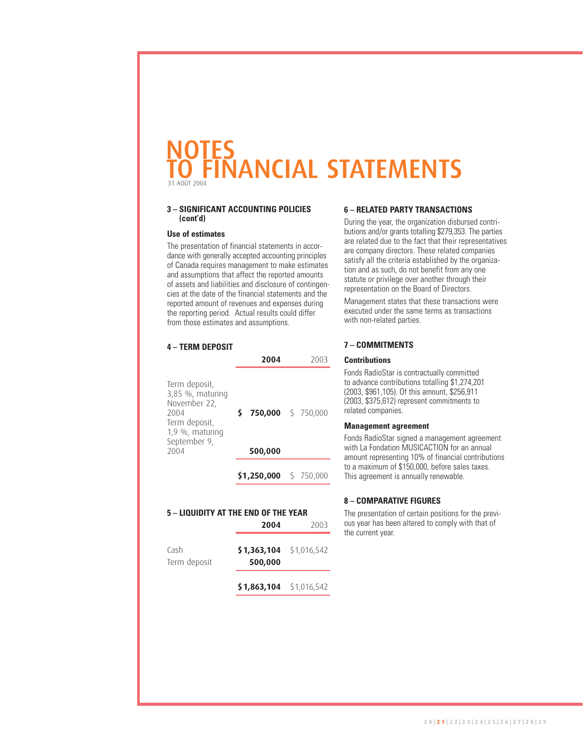# NOTES TO FINANCIAL STATEMENTS

31 AOÛT 2004

## 3 – SIGNIFICANT ACCOUNTING POLICIES (cont'd)

### Use of estimates

The presentation of financial statements in accordance with generally accepted accounting principles of Canada requires management to make estimates and assumptions that affect the reported amounts of assets and liabilities and disclosure of contingencies at the date of the financial statements and the reported amount of revenues and expenses during the reporting period. Actual results could differ from those estimates and assumptions.

## 4 – TERM DEPOSIT

| | 2004 | 2003 |
|---|---|---|
| Term deposit, 3,85 %, maturing November 22, 2004 | **$ 750,000** | $ 750,000 |
| Term deposit, 1,9 %, maturing September 9, 2004 | **500,000** | |
| | **$1,250,000** | $ 750,000 |

## 5 – LIQUIDITY AT THE END OF THE YEAR

| | 2004 | 2003 |
|---|---|---|
| Cash | **$1,363,104** | $1,016,542 |
| Term deposit | **500,000** | |
| | **$1,863,104** | $1,016,542 |

## 6 – RELATED PARTY TRANSACTIONS

During the year, the organization disbursed contributions and/or grants totalling $279,353. The parties are related due to the fact that their representatives are company directors. These related companies satisfy all the criteria established by the organization and as such, do not benefit from any one statute or privilege over another through their representation on the Board of Directors.

Management states that these transactions were executed under the same terms as transactions with non-related parties.

## 7 – COMMITMENTS

### Contributions

Fonds RadioStar is contractually committed to advance contributions totalling $1,274,201 (2003, $961,105). Of this amount, $256,911 (2003, $375,612) represent commitments to related companies.

### Management agreement

Fonds RadioStar signed a management agreement with La Fondation MUSICACTION for an annual amount representing 10% of financial contributions to a maximum of $150,000, before sales taxes. This agreement is annually renewable.

## 8 – COMPARATIVE FIGURES

The presentation of certain positions for the previous year has been altered to comply with that of the current year.